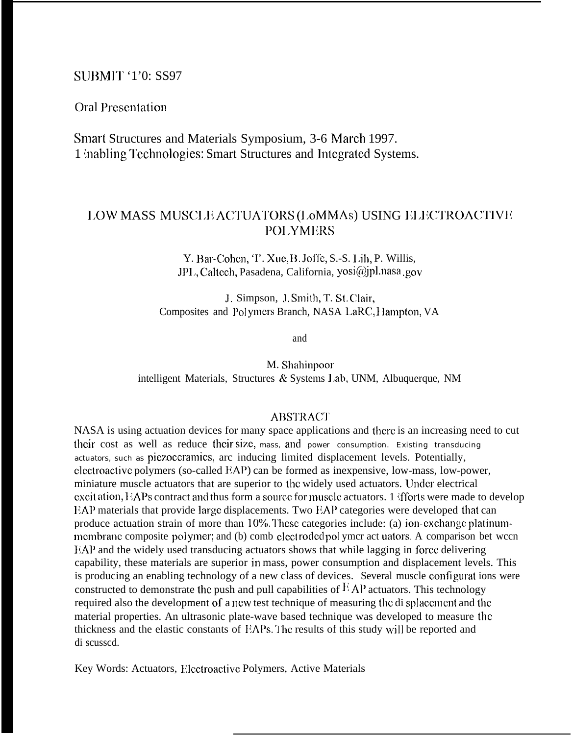SUBMIT '1'0: SS97

Oral Presentation

Smart Structures and Materials Symposium, 3-6 March 1997.
Enabling Technologies: Smart Structures and Integrated Systems.

# LOW MASS MUSCLE ACTUATORS (LoMMAs) USING ELECTROACTIVE POLYMERS

Y. Bar-Cohen, T. Xue, B. Joffe, S.-S. Lih, P. Willis,
JPL, Caltech, Pasadena, California, yosi@jpl.nasa.gov

J. Simpson, J. Smith, T. St. Clair,
Composites and Polymers Branch, NASA LaRC, Hampton, VA

and

M. Shahinpoor
intelligent Materials, Structures & Systems Lab, UNM, Albuquerque, NM

## ABSTRACT

NASA is using actuation devices for many space applications and there is an increasing need to cut their cost as well as reduce their size, mass, and power consumption. Existing transducing actuators, such as piezoceramics, are inducing limited displacement levels. Potentially, electroactive polymers (so-called EAP) can be formed as inexpensive, low-mass, low-power, miniature muscle actuators that are superior to the widely used actuators. Under electrical excitation, EAPs contract and thus form a source for muscle actuators. Efforts were made to develop EAP materials that provide large displacements. Two EAP categories were developed that can produce actuation strain of more than 10%. These categories include: (a) ion-exchange platinum-membrane composite polymer; and (b) comb electroded polymer actuators. A comparison between EAP and the widely used transducing actuators shows that while lagging in force delivering capability, these materials are superior in mass, power consumption and displacement levels. This is producing an enabling technology of a new class of devices. Several muscle configurations were constructed to demonstrate the push and pull capabilities of EAP actuators. This technology required also the development of a new test technique of measuring the displacement and the material properties. An ultrasonic plate-wave based technique was developed to measure the thickness and the elastic constants of EAPs. The results of this study will be reported and discussed.

Key Words: Actuators, Electroactive Polymers, Active Materials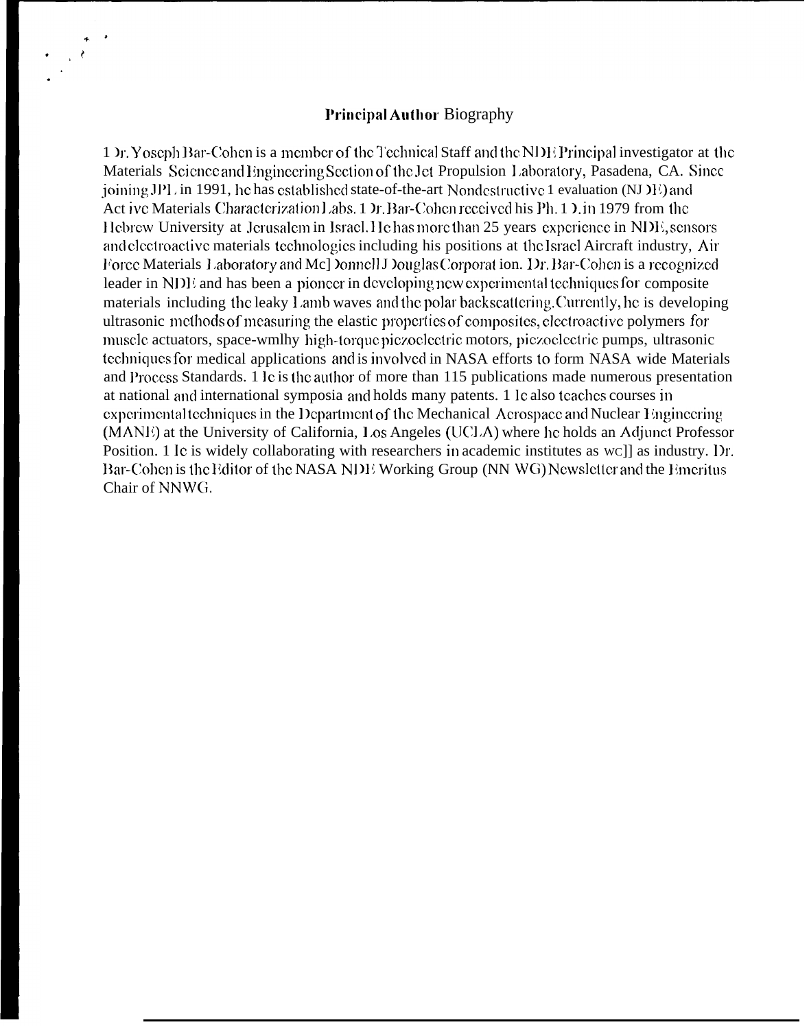## Principal Author Biography

Dr. Yoseph Bar-Cohen is a member of the Technical Staff and the NDE Principal investigator at the Materials Science and Engineering Section of the Jet Propulsion Laboratory, Pasadena, CA. Since joining JPL in 1991, he has established state-of-the-art Nondestructive evaluation (NDE) and Active Materials Characterization Labs. Dr. Bar-Cohen received his Ph.D. in 1979 from the Hebrew University at Jerusalem in Israel. He has more than 25 years experience in NDE, sensors and electroactive materials technologies including his positions at the Israel Aircraft industry, Air Force Materials Laboratory and McDonnell Douglas Corporation. Dr. Bar-Cohen is a recognized leader in NDE and has been a pioneer in developing new experimental techniques for composite materials including the leaky Lamb waves and the polar backscattering. Currently, he is developing ultrasonic methods of measuring the elastic properties of composites, electroactive polymers for muscle actuators, space-wmlhy high-torque piezoelectric motors, piezoelectric pumps, ultrasonic techniques for medical applications and is involved in NASA efforts to form NASA wide Materials and Process Standards. He is the author of more than 115 publications made numerous presentation at national and international symposia and holds many patents. He also teaches courses in experimental techniques in the Department of the Mechanical Aerospace and Nuclear Engineering (MANE) at the University of California, Los Angeles (UCLA) where he holds an Adjunct Professor Position. He is widely collaborating with researchers in academic institutes as well as industry. Dr. Bar-Cohen is the Editor of the NASA NDE Working Group (NN WG) Newsletter and the Emeritus Chair of NNWG.